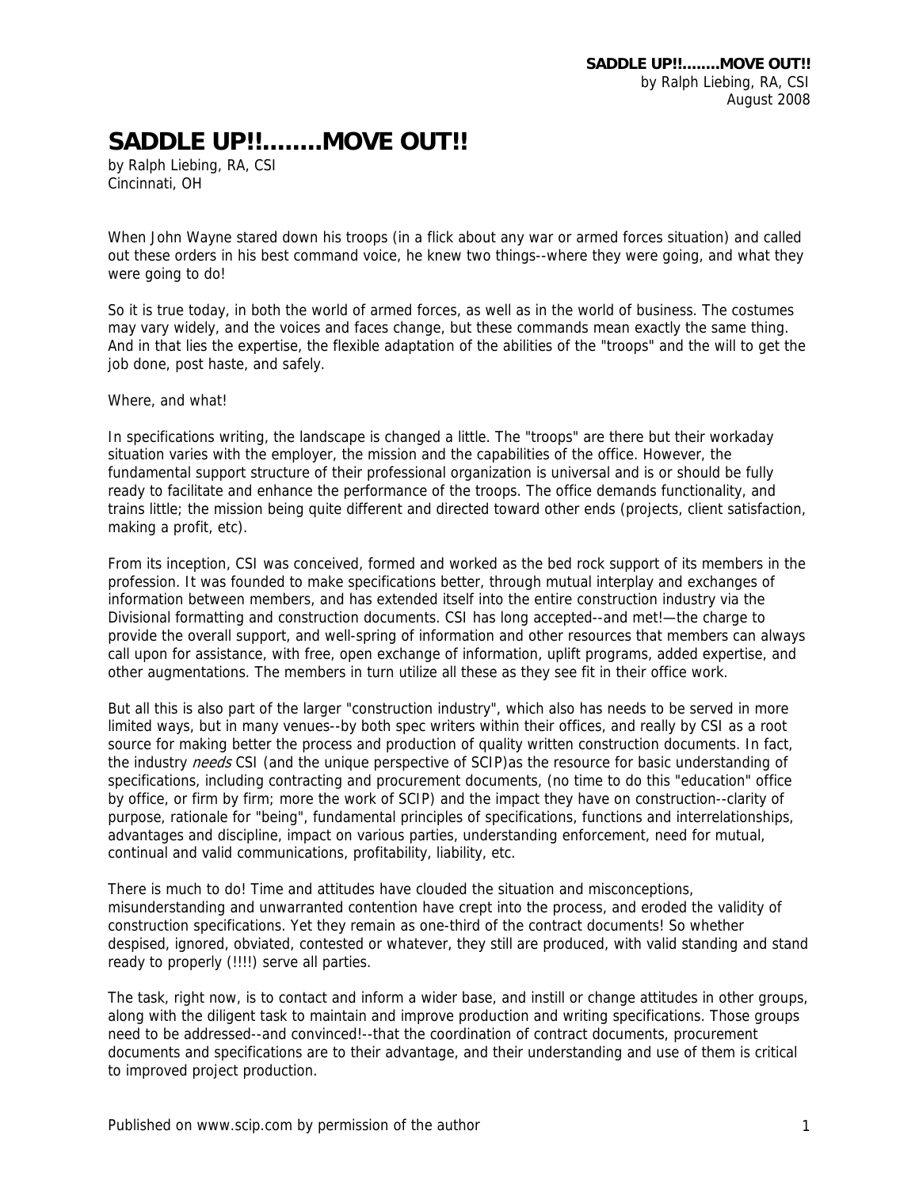# SADDLE UP!!........MOVE OUT!!

by Ralph Liebing, RA, CSI
Cincinnati, OH

When John Wayne stared down his troops (in a flick about any war or armed forces situation) and called out these orders in his best command voice, he knew two things--where they were going, and what they were going to do!

So it is true today, in both the world of armed forces, as well as in the world of business. The costumes may vary widely, and the voices and faces change, but these commands mean exactly the same thing. And in that lies the expertise, the flexible adaptation of the abilities of the "troops" and the will to get the job done, post haste, and safely.

Where, and what!

In specifications writing, the landscape is changed a little. The "troops" are there but their workaday situation varies with the employer, the mission and the capabilities of the office. However, the fundamental support structure of their professional organization is universal and is or should be fully ready to facilitate and enhance the performance of the troops. The office demands functionality, and trains little; the mission being quite different and directed toward other ends (projects, client satisfaction, making a profit, etc).

From its inception, CSI was conceived, formed and worked as the bed rock support of its members in the profession. It was founded to make specifications better, through mutual interplay and exchanges of information between members, and has extended itself into the entire construction industry via the Divisional formatting and construction documents. CSI has long accepted--and met!—the charge to provide the overall support, and well-spring of information and other resources that members can always call upon for assistance, with free, open exchange of information, uplift programs, added expertise, and other augmentations. The members in turn utilize all these as they see fit in their office work.

But all this is also part of the larger "construction industry", which also has needs to be served in more limited ways, but in many venues--by both spec writers within their offices, and really by CSI as a root source for making better the process and production of quality written construction documents. In fact, the industry *needs* CSI (and the unique perspective of SCIP)as the resource for basic understanding of specifications, including contracting and procurement documents, (no time to do this "education" office by office, or firm by firm; more the work of SCIP) and the impact they have on construction--clarity of purpose, rationale for "being", fundamental principles of specifications, functions and interrelationships, advantages and discipline, impact on various parties, understanding enforcement, need for mutual, continual and valid communications, profitability, liability, etc.

There is much to do! Time and attitudes have clouded the situation and misconceptions, misunderstanding and unwarranted contention have crept into the process, and eroded the validity of construction specifications. Yet they remain as one-third of the contract documents! So whether despised, ignored, obviated, contested or whatever, they still are produced, with valid standing and stand ready to properly (!!!!) serve all parties.

The task, right now, is to contact and inform a wider base, and instill or change attitudes in other groups, along with the diligent task to maintain and improve production and writing specifications. Those groups need to be addressed--and convinced!--that the coordination of contract documents, procurement documents and specifications are to their advantage, and their understanding and use of them is critical to improved project production.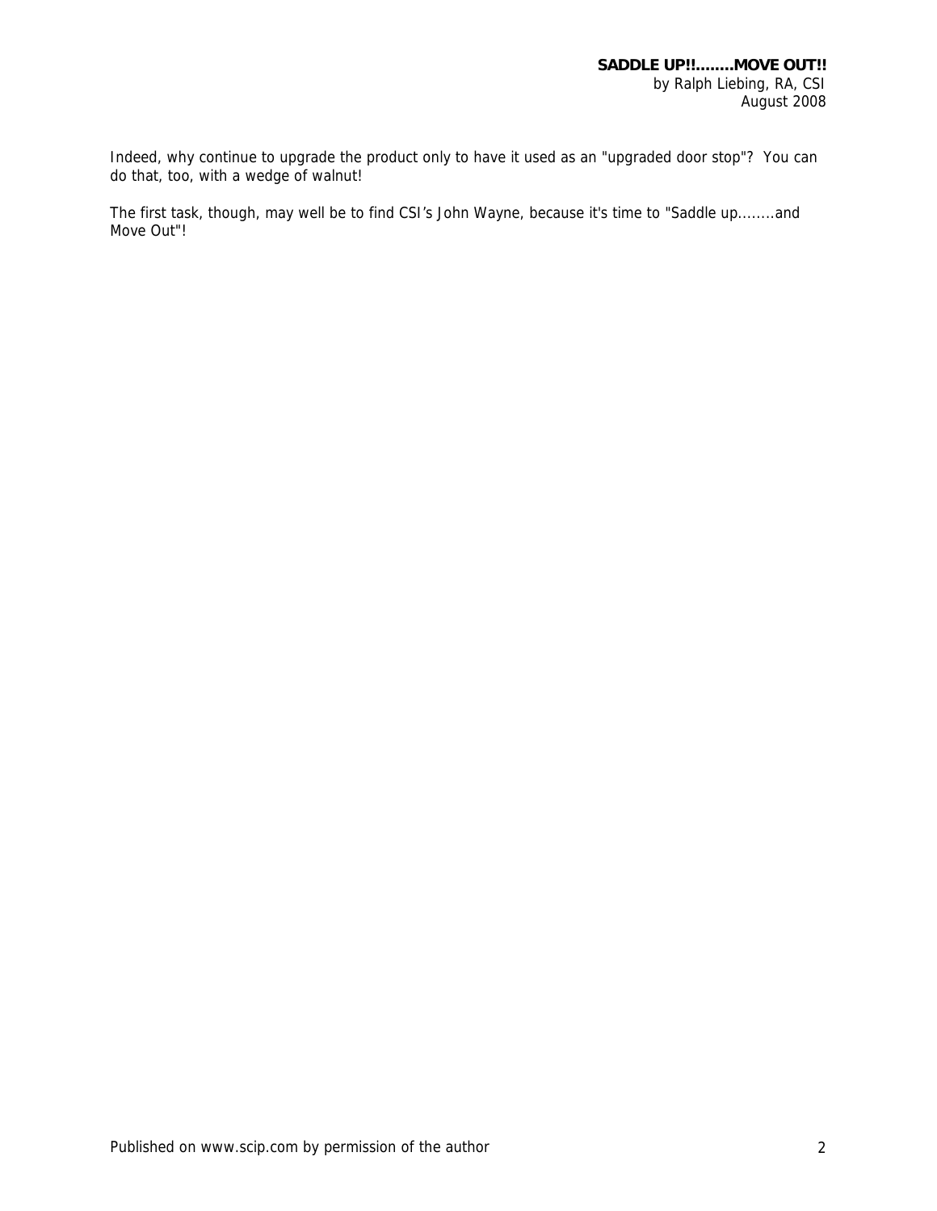Indeed, why continue to upgrade the product only to have it used as an "upgraded door stop"? You can do that, too, with a wedge of walnut!

The first task, though, may well be to find CSI's John Wayne, because it's time to "Saddle up........and Move Out"!